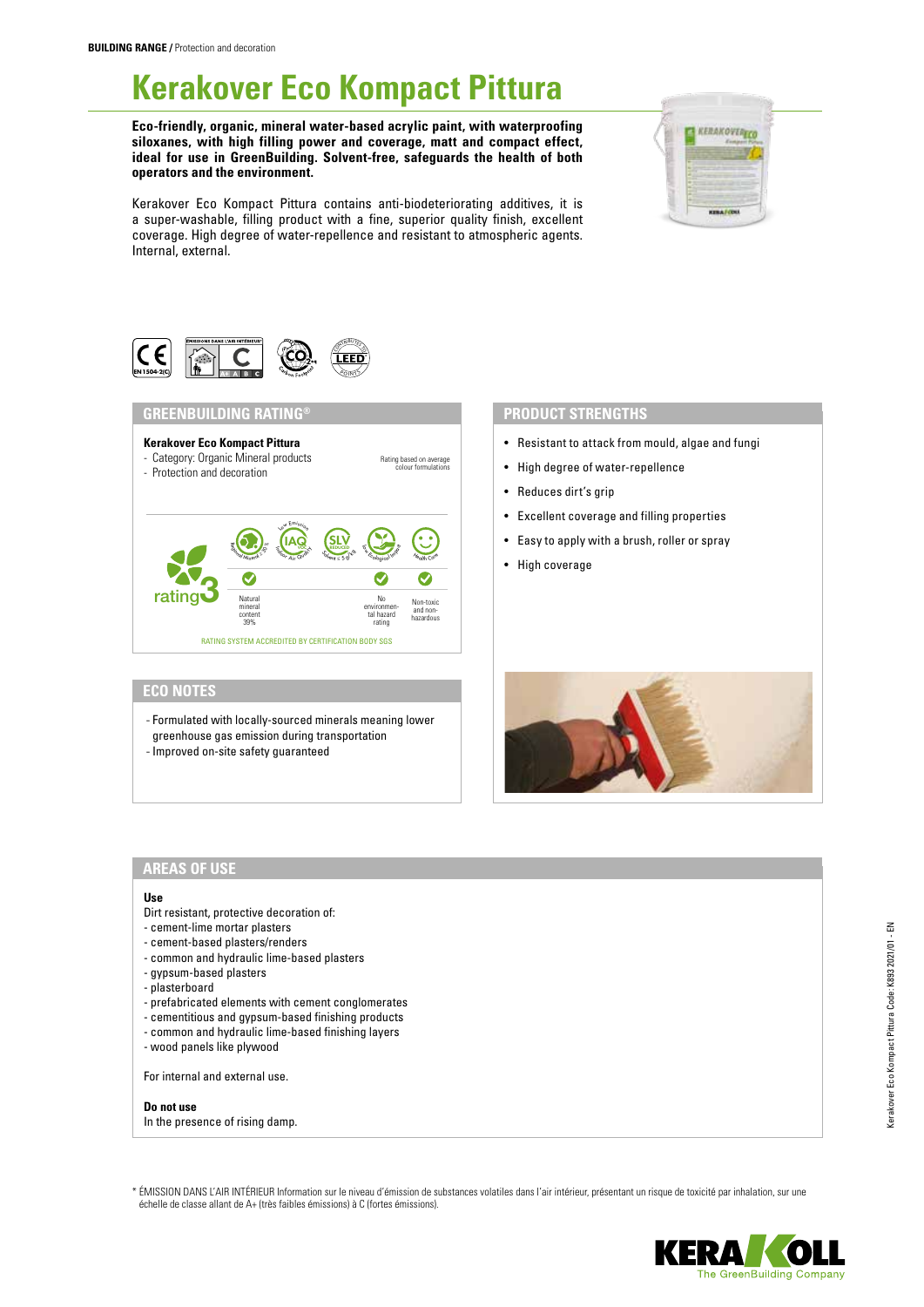**BUILDING RANGE** / Protection and decoration

# Kerakover Eco Kompact Pittura

**Eco-friendly, organic, mineral water-based acrylic paint, with waterproofing siloxanes, with high filling power and coverage, matt and compact effect, ideal for use in GreenBuilding. Solvent-free, safeguards the health of both operators and the environment.**

Kerakover Eco Kompact Pittura contains anti-biodeteriorating additives, it is a super-washable, filling product with a fine, superior quality finish, excellent coverage. High degree of water-repellence and resistant to atmospheric agents. Internal, external.

EN 1504-2(C)

ÉMISSIONS DANS L'AIR INTÉRIEUR* C

## GREENBUILDING RATING®

**Kerakover Eco Kompact Pittura**

- Category: Organic Mineral products
- Protection and decoration

Rating based on average colour formulations

rating 3

| Regional Mineral ≥ 30% | Low Emission IAQ VOC Indoor Air Quality | SLV Solvent ≤ 5 g/kg | Low Ecological Impact | Health Care |
|---|---|---|---|---|
| ✓ | | | ✓ | ✓ |
| Natural mineral content 39% | | | No environmental hazard rating | Non-toxic and non-hazardous |

RATING SYSTEM ACCREDITED BY CERTIFICATION BODY SGS

## PRODUCT STRENGTHS

- Resistant to attack from mould, algae and fungi
- High degree of water-repellence
- Reduces dirt's grip
- Excellent coverage and filling properties
- Easy to apply with a brush, roller or spray
- High coverage

## ECO NOTES

- Formulated with locally-sourced minerals meaning lower greenhouse gas emission during transportation
- Improved on-site safety guaranteed

## AREAS OF USE

**Use**

Dirt resistant, protective decoration of:
- cement-lime mortar plasters
- cement-based plasters/renders
- common and hydraulic lime-based plasters
- gypsum-based plasters
- plasterboard
- prefabricated elements with cement conglomerates
- cementitious and gypsum-based finishing products
- common and hydraulic lime-based finishing layers
- wood panels like plywood

For internal and external use.

**Do not use**

In the presence of rising damp.

\* ÉMISSION DANS L'AIR INTÉRIEUR Information sur le niveau d'émission de substances volatiles dans l'air intérieur, présentant un risque de toxicité par inhalation, sur une échelle de classe allant de A+ (très faibles émissions) à C (fortes émissions).

Kerakover Eco Kompact Pittura Code: K893 2021/01 - EN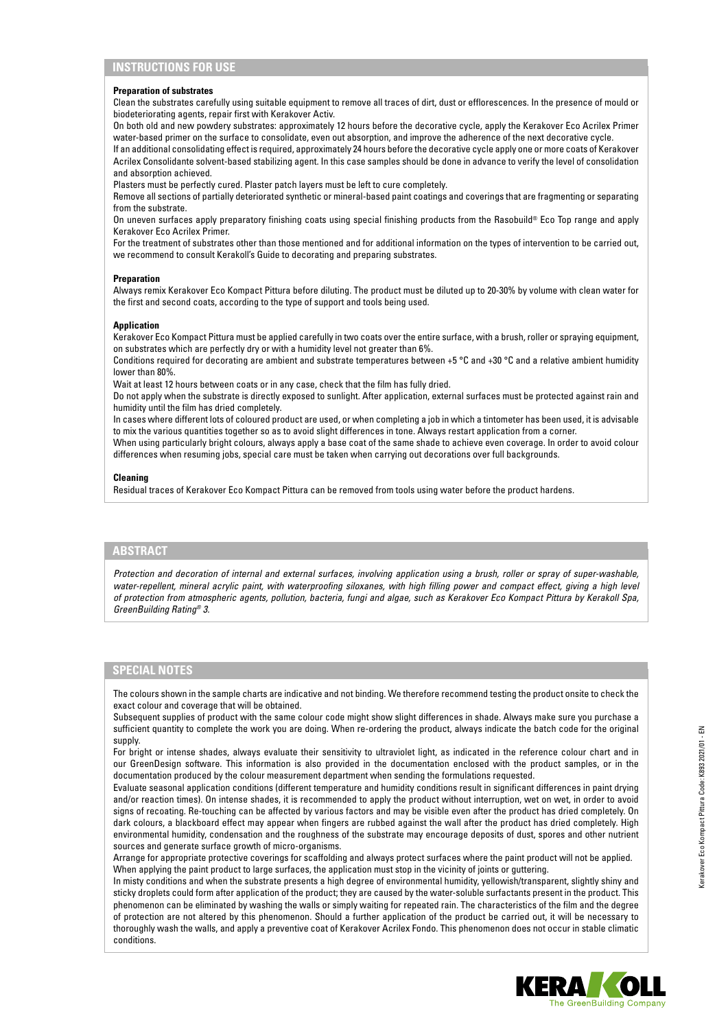## INSTRUCTIONS FOR USE

**Preparation of substrates**

Clean the substrates carefully using suitable equipment to remove all traces of dirt, dust or efflorescences. In the presence of mould or biodeteriorating agents, repair first with Kerakover Activ.

On both old and new powdery substrates: approximately 12 hours before the decorative cycle, apply the Kerakover Eco Acrilex Primer water-based primer on the surface to consolidate, even out absorption, and improve the adherence of the next decorative cycle.

If an additional consolidating effect is required, approximately 24 hours before the decorative cycle apply one or more coats of Kerakover Acrilex Consolidante solvent-based stabilizing agent. In this case samples should be done in advance to verify the level of consolidation and absorption achieved.

Plasters must be perfectly cured. Plaster patch layers must be left to cure completely.

Remove all sections of partially deteriorated synthetic or mineral-based paint coatings and coverings that are fragmenting or separating from the substrate.

On uneven surfaces apply preparatory finishing coats using special finishing products from the Rasobuild® Eco Top range and apply Kerakover Eco Acrilex Primer.

For the treatment of substrates other than those mentioned and for additional information on the types of intervention to be carried out, we recommend to consult Kerakoll's Guide to decorating and preparing substrates.

**Preparation**

Always remix Kerakover Eco Kompact Pittura before diluting. The product must be diluted up to 20-30% by volume with clean water for the first and second coats, according to the type of support and tools being used.

**Application**

Kerakover Eco Kompact Pittura must be applied carefully in two coats over the entire surface, with a brush, roller or spraying equipment, on substrates which are perfectly dry or with a humidity level not greater than 6%.

Conditions required for decorating are ambient and substrate temperatures between +5 °C and +30 °C and a relative ambient humidity lower than 80%.

Wait at least 12 hours between coats or in any case, check that the film has fully dried.

Do not apply when the substrate is directly exposed to sunlight. After application, external surfaces must be protected against rain and humidity until the film has dried completely.

In cases where different lots of coloured product are used, or when completing a job in which a tintometer has been used, it is advisable to mix the various quantities together so as to avoid slight differences in tone. Always restart application from a corner.

When using particularly bright colours, always apply a base coat of the same shade to achieve even coverage. In order to avoid colour differences when resuming jobs, special care must be taken when carrying out decorations over full backgrounds.

**Cleaning**

Residual traces of Kerakover Eco Kompact Pittura can be removed from tools using water before the product hardens.

## ABSTRACT

*Protection and decoration of internal and external surfaces, involving application using a brush, roller or spray of super-washable, water-repellent, mineral acrylic paint, with waterproofing siloxanes, with high filling power and compact effect, giving a high level of protection from atmospheric agents, pollution, bacteria, fungi and algae, such as Kerakover Eco Kompact Pittura by Kerakoll Spa, GreenBuilding Rating® 3.*

## SPECIAL NOTES

The colours shown in the sample charts are indicative and not binding. We therefore recommend testing the product onsite to check the exact colour and coverage that will be obtained.

Subsequent supplies of product with the same colour code might show slight differences in shade. Always make sure you purchase a sufficient quantity to complete the work you are doing. When re-ordering the product, always indicate the batch code for the original supply.

For bright or intense shades, always evaluate their sensitivity to ultraviolet light, as indicated in the reference colour chart and in our GreenDesign software. This information is also provided in the documentation enclosed with the product samples, or in the documentation produced by the colour measurement department when sending the formulations requested.

Evaluate seasonal application conditions (different temperature and humidity conditions result in significant differences in paint drying and/or reaction times). On intense shades, it is recommended to apply the product without interruption, wet on wet, in order to avoid signs of recoating. Re-touching can be affected by various factors and may be visible even after the product has dried completely. On dark colours, a blackboard effect may appear when fingers are rubbed against the wall after the product has dried completely. High environmental humidity, condensation and the roughness of the substrate may encourage deposits of dust, spores and other nutrient sources and generate surface growth of micro-organisms.

Arrange for appropriate protective coverings for scaffolding and always protect surfaces where the paint product will not be applied.

When applying the paint product to large surfaces, the application must stop in the vicinity of joints or guttering.

In misty conditions and when the substrate presents a high degree of environmental humidity, yellowish/transparent, slightly shiny and sticky droplets could form after application of the product; they are caused by the water-soluble surfactants present in the product. This phenomenon can be eliminated by washing the walls or simply waiting for repeated rain. The characteristics of the film and the degree of protection are not altered by this phenomenon. Should a further application of the product be carried out, it will be necessary to thoroughly wash the walls, and apply a preventive coat of Kerakover Acrilex Fondo. This phenomenon does not occur in stable climatic conditions.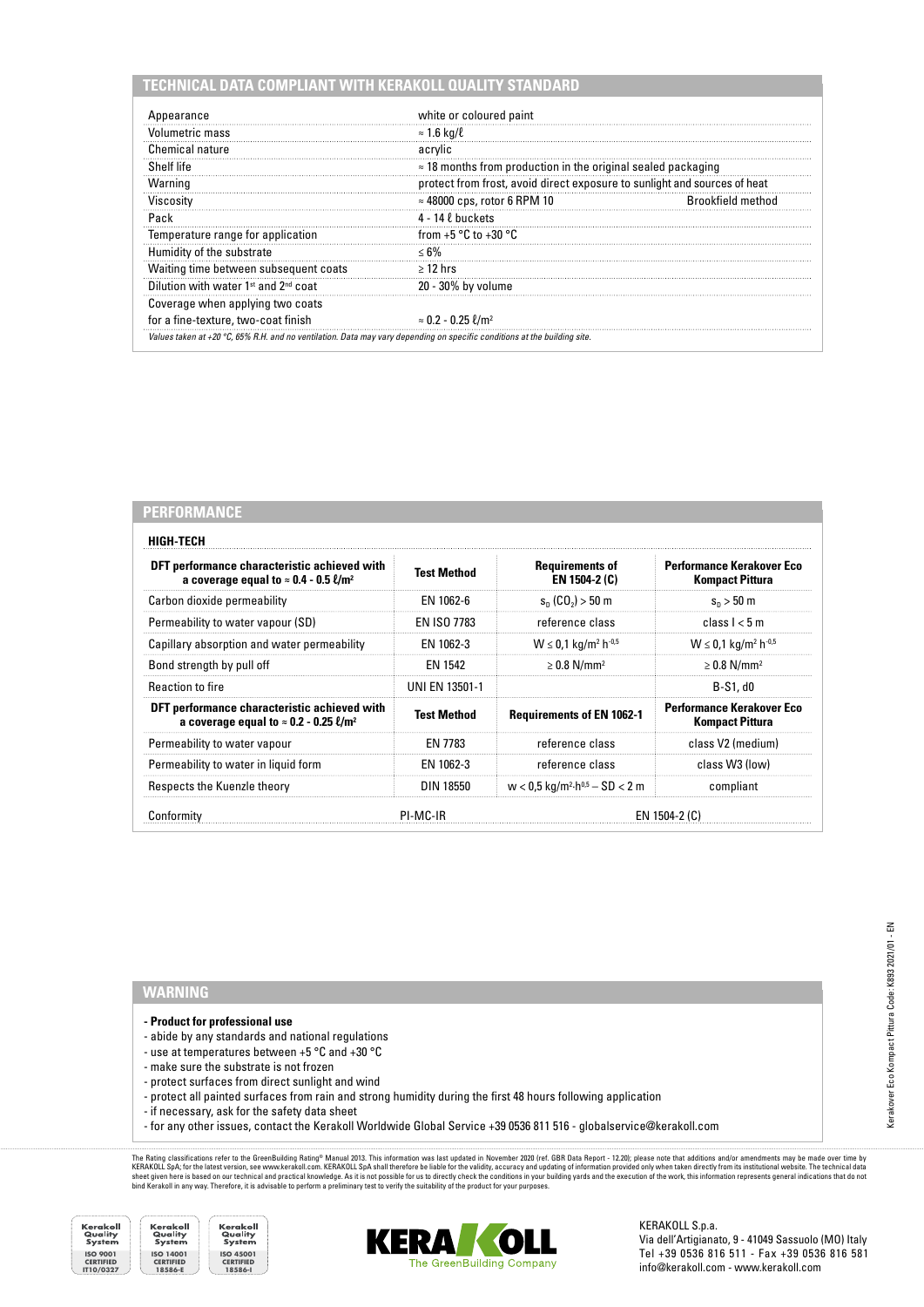## TECHNICAL DATA COMPLIANT WITH KERAKOLL QUALITY STANDARD

| | | |
|---|---|---|
| Appearance | white or coloured paint | |
| Volumetric mass | ≈ 1.6 kg/ℓ | |
| Chemical nature | acrylic | |
| Shelf life | ≈ 18 months from production in the original sealed packaging | |
| Warning | protect from frost, avoid direct exposure to sunlight and sources of heat | |
| Viscosity | ≈ 48000 cps, rotor 6 RPM 10 | Brookfield method |
| Pack | 4 - 14 ℓ buckets | |
| Temperature range for application | from +5 °C to +30 °C | |
| Humidity of the substrate | ≤ 6% | |
| Waiting time between subsequent coats | ≥ 12 hrs | |
| Dilution with water 1st and 2nd coat | 20 - 30% by volume | |
| Coverage when applying two coats for a fine-texture, two-coat finish | ≈ 0.2 - 0.25 ℓ/m² | |

*Values taken at +20 °C, 65% R.H. and no ventilation. Data may vary depending on specific conditions at the building site.*

## PERFORMANCE

**HIGH-TECH**

| DFT performance characteristic achieved with a coverage equal to ≈ 0.4 - 0.5 ℓ/m² | Test Method | Requirements of EN 1504-2 (C) | Performance Kerakover Eco Kompact Pittura |
|---|---|---|---|
| Carbon dioxide permeability | EN 1062-6 | $s_D$ $(CO_2)$ > 50 m | $s_D$ > 50 m |
| Permeability to water vapour (SD) | EN ISO 7783 | reference class | class I < 5 m |
| Capillary absorption and water permeability | EN 1062-3 | W ≤ 0,1 kg/m² $h^{-0,5}$ | W ≤ 0,1 kg/m² $h^{-0,5}$ |
| Bond strength by pull off | EN 1542 | ≥ 0.8 N/mm² | ≥ 0.8 N/mm² |
| Reaction to fire | UNI EN 13501-1 | | B-S1, d0 |
| **DFT performance characteristic achieved with a coverage equal to ≈ 0.2 - 0.25 ℓ/m²** | **Test Method** | **Requirements of EN 1062-1** | **Performance Kerakover Eco Kompact Pittura** |
| Permeability to water vapour | EN 7783 | reference class | class V2 (medium) |
| Permeability to water in liquid form | EN 1062-3 | reference class | class W3 (low) |
| Respects the Kuenzle theory | DIN 18550 | w < 0,5 kg/m²·$h^{0,5}$ – SD < 2 m | compliant |
| Conformity | PI-MC-IR | EN 1504-2 (C) | |

## WARNING

- **Product for professional use**
- abide by any standards and national regulations
- use at temperatures between +5 °C and +30 °C
- make sure the substrate is not frozen
- protect surfaces from direct sunlight and wind
- protect all painted surfaces from rain and strong humidity during the first 48 hours following application
- if necessary, ask for the safety data sheet
- for any other issues, contact the Kerakoll Worldwide Global Service +39 0536 811 516 - globalservice@kerakoll.com

The Rating classifications refer to the GreenBuilding Rating® Manual 2013. This information was last updated in November 2020 (ref. GBR Data Report - 12.20); please note that additions and/or amendments may be made over time by KERAKOLL SpA; for the latest version, see www.kerakoll.com. KERAKOLL SpA shall therefore be liable for the validity, accuracy and updating of information provided only when taken directly from its institutional website. The technical data sheet given here is based on our technical and practical knowledge. As it is not possible for us to directly check the conditions in your building yards and the execution of the work, this information represents general indications that do not bind Kerakoll in any way. Therefore, it is advisable to perform a preliminary test to verify the suitability of the product for your purposes.

Kerakoll Quality System ISO 9001 CERTIFIED IT10/0327 — Kerakoll Quality System ISO 14001 CERTIFIED 18586-E — Kerakoll Quality System ISO 45001 CERTIFIED 18586-I

KERAKOLL The GreenBuilding Company

KERAKOLL S.p.a.
Via dell'Artigianato, 9 - 41049 Sassuolo (MO) Italy
Tel +39 0536 816 511 - Fax +39 0536 816 581
info@kerakoll.com - www.kerakoll.com

Kerakover Eco Kompact Pittura Code: K893 2021/01 - EN